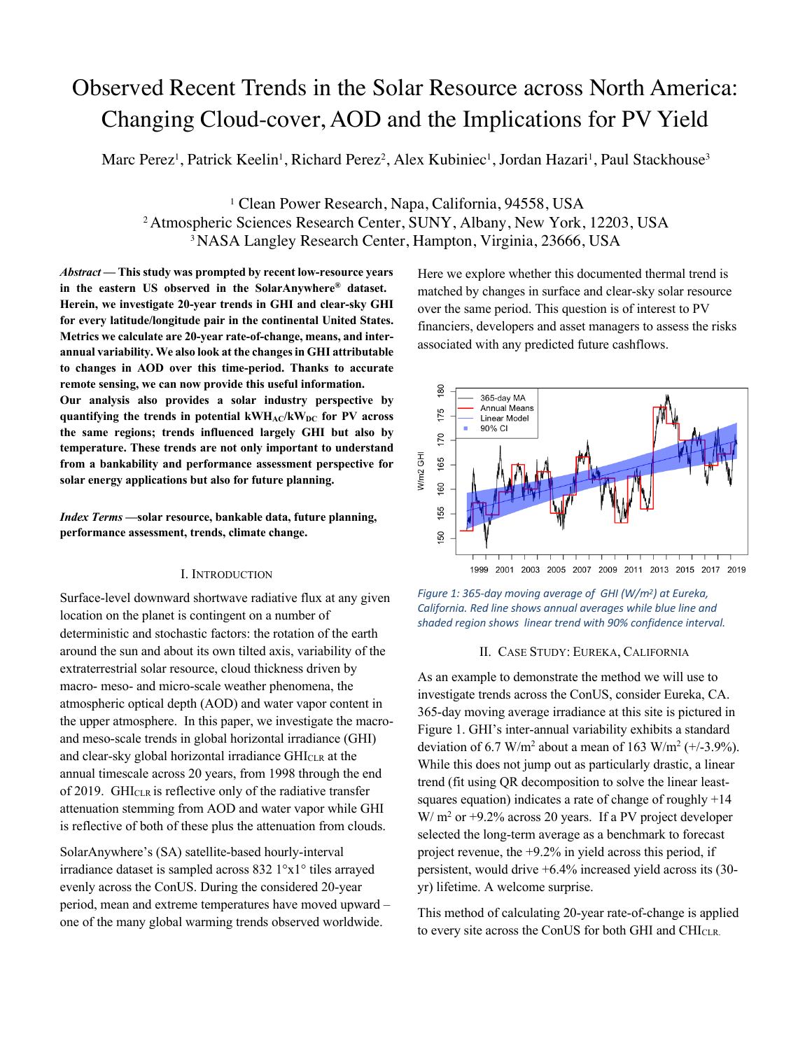# Observed Recent Trends in the Solar Resource across North America: Changing Cloud-cover, AOD and the Implications for PV Yield

Marc Perez[1], Patrick Keelin[1], Richard Perez[2], Alex Kubiniec[1], Jordan Hazari[1], Paul Stackhouse[3]

[1] Clean Power Research, Napa, California, 94558, USA
[2] Atmospheric Sciences Research Center, SUNY, Albany, New York, 12203, USA
[3] NASA Langley Research Center, Hampton, Virginia, 23666, USA

***Abstract* — This study was prompted by recent low-resource years in the eastern US observed in the SolarAnywhere® dataset. Herein, we investigate 20-year trends in GHI and clear-sky GHI for every latitude/longitude pair in the continental United States. Metrics we calculate are 20-year rate-of-change, means, and inter-annual variability. We also look at the changes in GHI attributable to changes in AOD over this time-period. Thanks to accurate remote sensing, we can now provide this useful information. Our analysis also provides a solar industry perspective by quantifying the trends in potential $kWH_{AC}/kW_{DC}$ for PV across the same regions; trends influenced largely GHI but also by temperature. These trends are not only important to understand from a bankability and performance assessment perspective for solar energy applications but also for future planning.**

***Index Terms* —solar resource, bankable data, future planning, performance assessment, trends, climate change.**

## I. Introduction

Surface-level downward shortwave radiative flux at any given location on the planet is contingent on a number of deterministic and stochastic factors: the rotation of the earth around the sun and about its own tilted axis, variability of the extraterrestrial solar resource, cloud thickness driven by macro- meso- and micro-scale weather phenomena, the atmospheric optical depth (AOD) and water vapor content in the upper atmosphere. In this paper, we investigate the macro- and meso-scale trends in global horizontal irradiance (GHI) and clear-sky global horizontal irradiance $GHI_{CLR}$ at the annual timescale across 20 years, from 1998 through the end of 2019. $GHI_{CLR}$ is reflective only of the radiative transfer attenuation stemming from AOD and water vapor while GHI is reflective of both of these plus the attenuation from clouds.

SolarAnywhere's (SA) satellite-based hourly-interval irradiance dataset is sampled across 832 1°x1° tiles arrayed evenly across the ConUS. During the considered 20-year period, mean and extreme temperatures have moved upward – one of the many global warming trends observed worldwide.

Here we explore whether this documented thermal trend is matched by changes in surface and clear-sky solar resource over the same period. This question is of interest to PV financiers, developers and asset managers to assess the risks associated with any predicted future cashflows.

*Figure 1: 365-day moving average of GHI (W/m²) at Eureka, California. Red line shows annual averages while blue line and shaded region shows linear trend with 90% confidence interval.*

## II. Case Study: Eureka, California

As an example to demonstrate the method we will use to investigate trends across the ConUS, consider Eureka, CA. 365-day moving average irradiance at this site is pictured in Figure 1. GHI's inter-annual variability exhibits a standard deviation of 6.7 W/m² about a mean of 163 W/m² (+/-3.9%). While this does not jump out as particularly drastic, a linear trend (fit using QR decomposition to solve the linear least-squares equation) indicates a rate of change of roughly +14 W/ m² or +9.2% across 20 years. If a PV project developer selected the long-term average as a benchmark to forecast project revenue, the +9.2% in yield across this period, if persistent, would drive +6.4% increased yield across its (30-yr) lifetime. A welcome surprise.

This method of calculating 20-year rate-of-change is applied to every site across the ConUS for both GHI and $CHI_{CLR}$.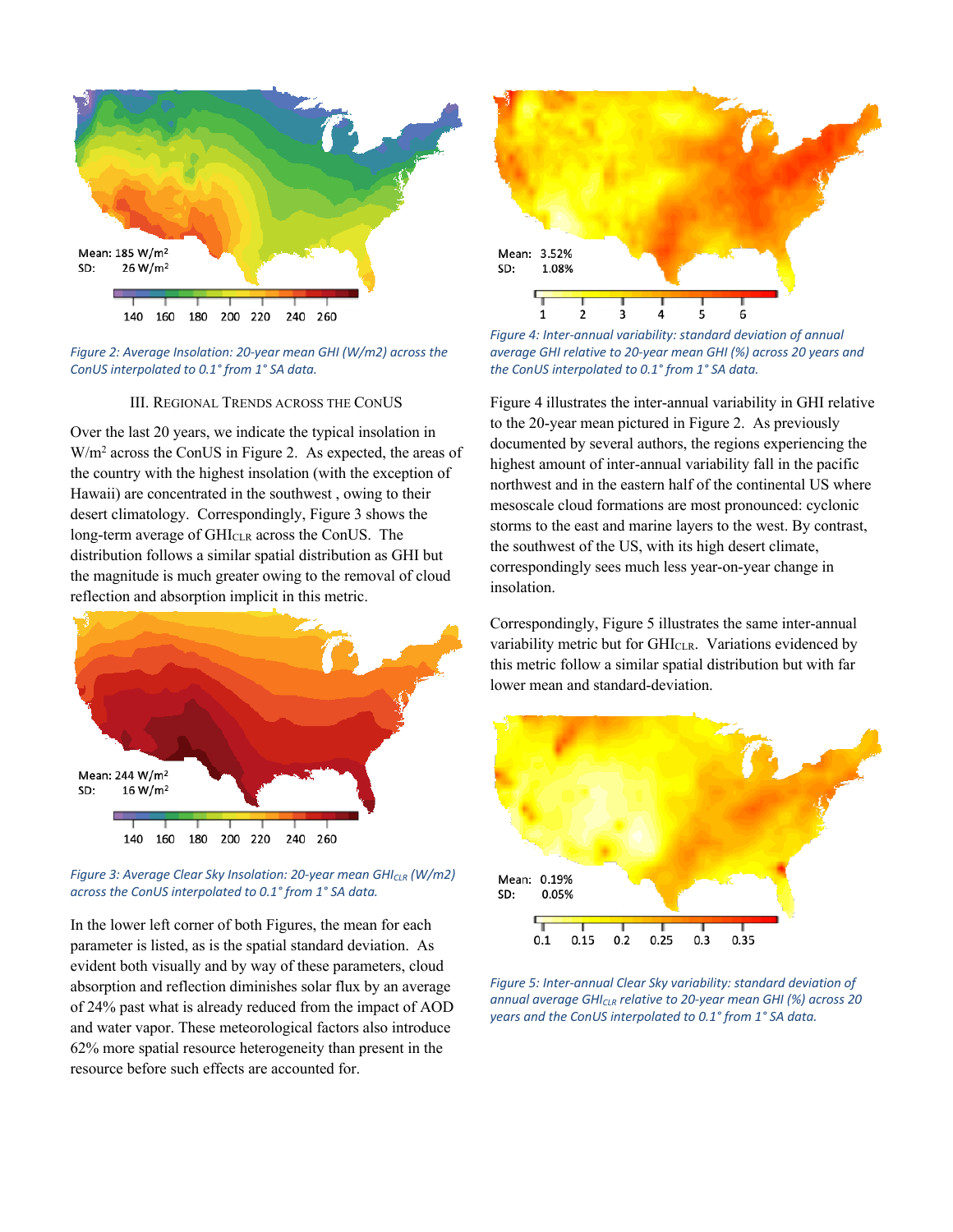Figure 2: Average Insolation: 20-year mean GHI (W/m2) across the ConUS interpolated to 0.1° from 1° SA data.

### III. Regional Trends across the ConUS

Over the last 20 years, we indicate the typical insolation in W/m$^2$ across the ConUS in Figure 2. As expected, the areas of the country with the highest insolation (with the exception of Hawaii) are concentrated in the southwest , owing to their desert climatology. Correspondingly, Figure 3 shows the long-term average of $GHI_{CLR}$ across the ConUS. The distribution follows a similar spatial distribution as GHI but the magnitude is much greater owing to the removal of cloud reflection and absorption implicit in this metric.

Figure 3: Average Clear Sky Insolation: 20-year mean $GHI_{CLR}$ (W/m2) across the ConUS interpolated to 0.1° from 1° SA data.

In the lower left corner of both Figures, the mean for each parameter is listed, as is the spatial standard deviation. As evident both visually and by way of these parameters, cloud absorption and reflection diminishes solar flux by an average of 24% past what is already reduced from the impact of AOD and water vapor. These meteorological factors also introduce 62% more spatial resource heterogeneity than present in the resource before such effects are accounted for.

Figure 4: Inter-annual variability: standard deviation of annual average GHI relative to 20-year mean GHI (%) across 20 years and the ConUS interpolated to 0.1° from 1° SA data.

Figure 4 illustrates the inter-annual variability in GHI relative to the 20-year mean pictured in Figure 2. As previously documented by several authors, the regions experiencing the highest amount of inter-annual variability fall in the pacific northwest and in the eastern half of the continental US where mesoscale cloud formations are most pronounced: cyclonic storms to the east and marine layers to the west. By contrast, the southwest of the US, with its high desert climate, correspondingly sees much less year-on-year change in insolation.

Correspondingly, Figure 5 illustrates the same inter-annual variability metric but for $GHI_{CLR}$. Variations evidenced by this metric follow a similar spatial distribution but with far lower mean and standard-deviation.

Figure 5: Inter-annual Clear Sky variability: standard deviation of annual average $GHI_{CLR}$ relative to 20-year mean GHI (%) across 20 years and the ConUS interpolated to 0.1° from 1° SA data.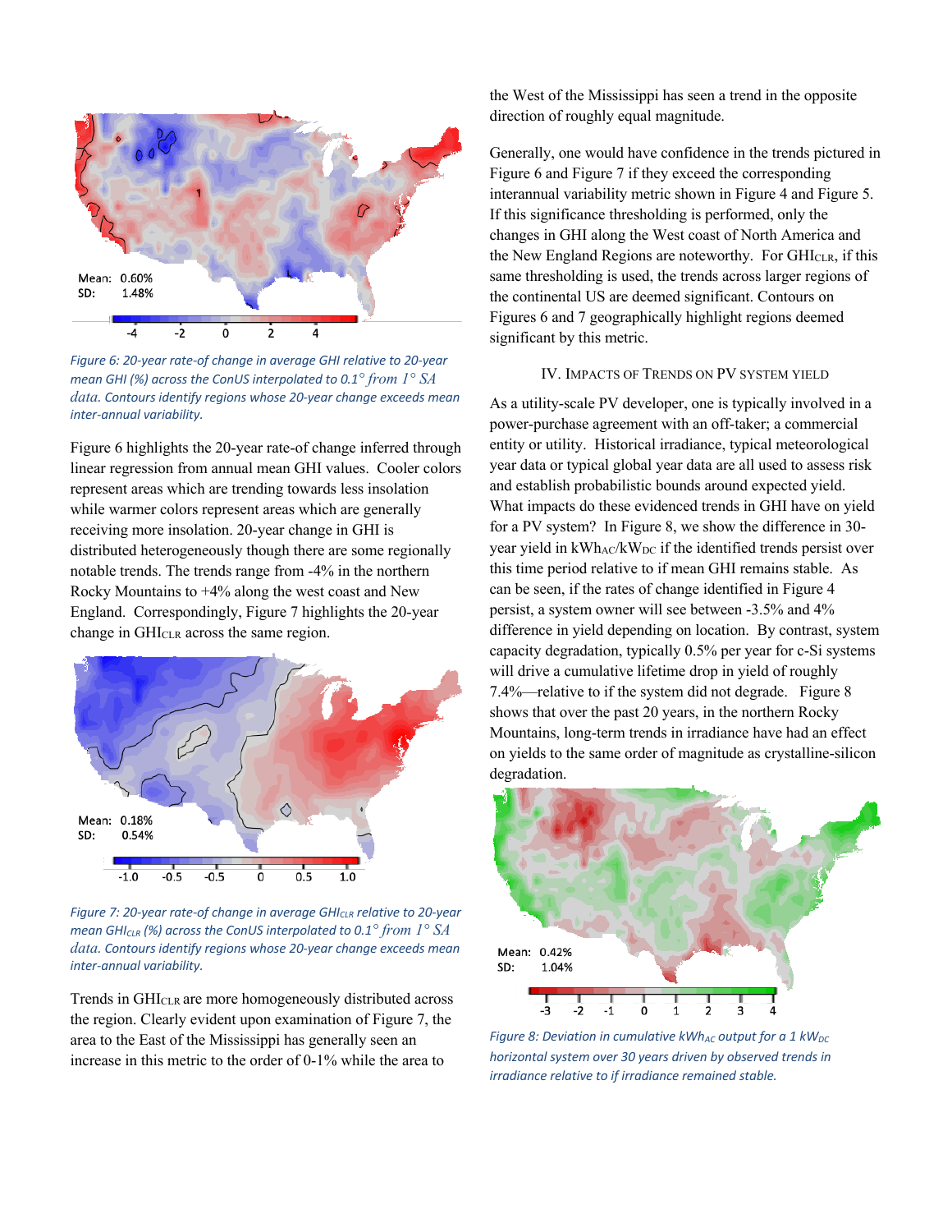Figure 6: 20-year rate-of change in average GHI relative to 20-year mean GHI (%) across the ConUS interpolated to 0.1° from 1° SA data. Contours identify regions whose 20-year change exceeds mean inter-annual variability.

Figure 6 highlights the 20-year rate-of change inferred through linear regression from annual mean GHI values. Cooler colors represent areas which are trending towards less insolation while warmer colors represent areas which are generally receiving more insolation. 20-year change in GHI is distributed heterogeneously though there are some regionally notable trends. The trends range from -4% in the northern Rocky Mountains to +4% along the west coast and New England. Correspondingly, Figure 7 highlights the 20-year change in $GHI_{CLR}$ across the same region.

Figure 7: 20-year rate-of change in average $GHI_{CLR}$ relative to 20-year mean $GHI_{CLR}$ (%) across the ConUS interpolated to 0.1° from 1° SA data. Contours identify regions whose 20-year change exceeds mean inter-annual variability.

Trends in $GHI_{CLR}$ are more homogeneously distributed across the region. Clearly evident upon examination of Figure 7, the area to the East of the Mississippi has generally seen an increase in this metric to the order of 0-1% while the area to the West of the Mississippi has seen a trend in the opposite direction of roughly equal magnitude.

Generally, one would have confidence in the trends pictured in Figure 6 and Figure 7 if they exceed the corresponding interannual variability metric shown in Figure 4 and Figure 5. If this significance thresholding is performed, only the changes in GHI along the West coast of North America and the New England Regions are noteworthy. For $GHI_{CLR}$, if this same thresholding is used, the trends across larger regions of the continental US are deemed significant. Contours on Figures 6 and 7 geographically highlight regions deemed significant by this metric.

## IV. Impacts of Trends on PV System Yield

As a utility-scale PV developer, one is typically involved in a power-purchase agreement with an off-taker; a commercial entity or utility. Historical irradiance, typical meteorological year data or typical global year data are all used to assess risk and establish probabilistic bounds around expected yield. What impacts do these evidenced trends in GHI have on yield for a PV system? In Figure 8, we show the difference in 30-year yield in $kWh_{AC}/kW_{DC}$ if the identified trends persist over this time period relative to if mean GHI remains stable. As can be seen, if the rates of change identified in Figure 4 persist, a system owner will see between -3.5% and 4% difference in yield depending on location. By contrast, system capacity degradation, typically 0.5% per year for c-Si systems will drive a cumulative lifetime drop in yield of roughly 7.4%—relative to if the system did not degrade. Figure 8 shows that over the past 20 years, in the northern Rocky Mountains, long-term trends in irradiance have had an effect on yields to the same order of magnitude as crystalline-silicon degradation.

Figure 8: Deviation in cumulative $kWh_{AC}$ output for a 1 $kW_{DC}$ horizontal system over 30 years driven by observed trends in irradiance relative to if irradiance remained stable.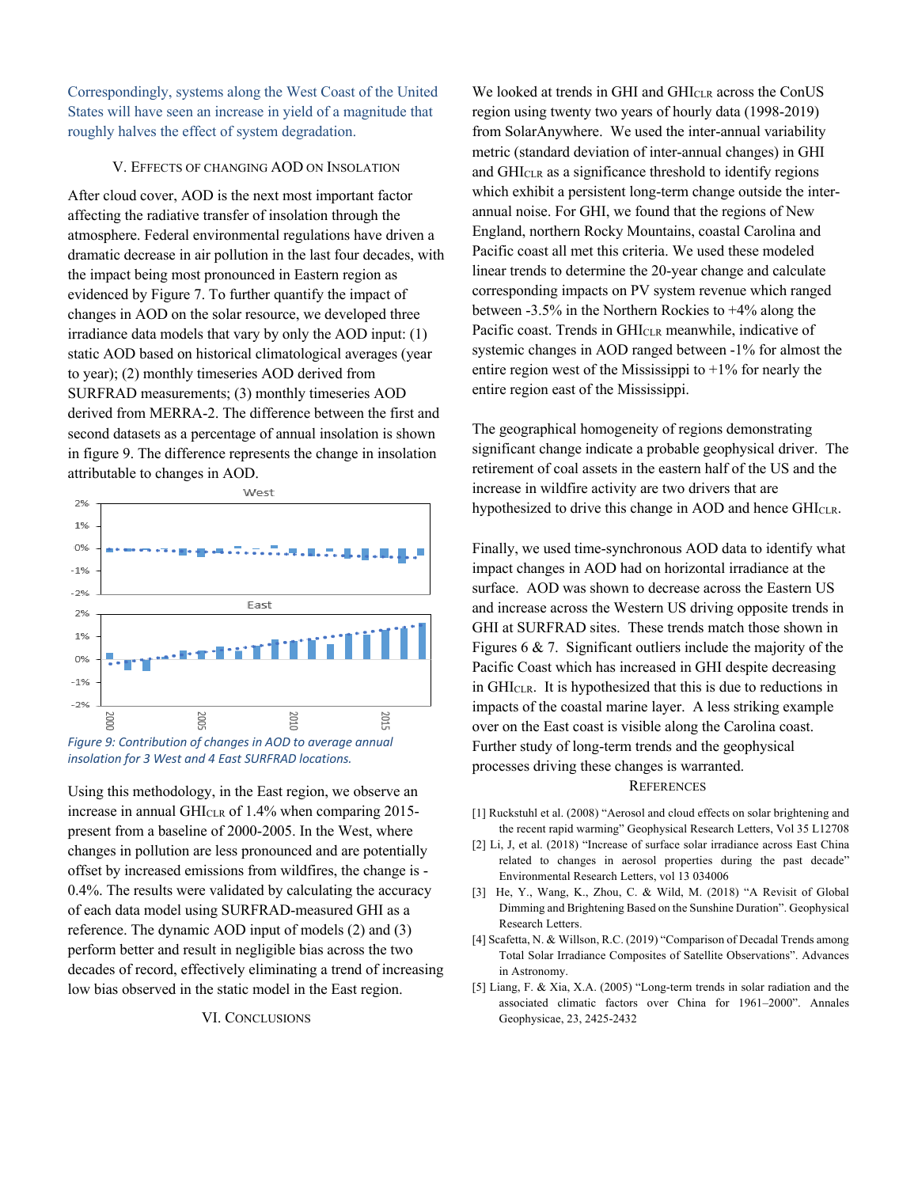Correspondingly, systems along the West Coast of the United States will have seen an increase in yield of a magnitude that roughly halves the effect of system degradation.

## V. Effects of Changing AOD on Insolation

After cloud cover, AOD is the next most important factor affecting the radiative transfer of insolation through the atmosphere. Federal environmental regulations have driven a dramatic decrease in air pollution in the last four decades, with the impact being most pronounced in Eastern region as evidenced by Figure 7. To further quantify the impact of changes in AOD on the solar resource, we developed three irradiance data models that vary by only the AOD input: (1) static AOD based on historical climatological averages (year to year); (2) monthly timeseries AOD derived from SURFRAD measurements; (3) monthly timeseries AOD derived from MERRA-2. The difference between the first and second datasets as a percentage of annual insolation is shown in figure 9. The difference represents the change in insolation attributable to changes in AOD.

*Figure 9: Contribution of changes in AOD to average annual insolation for 3 West and 4 East SURFRAD locations.*

Using this methodology, in the East region, we observe an increase in annual $GHI_{CLR}$ of 1.4% when comparing 2015-present from a baseline of 2000-2005. In the West, where changes in pollution are less pronounced and are potentially offset by increased emissions from wildfires, the change is -0.4%. The results were validated by calculating the accuracy of each data model using SURFRAD-measured GHI as a reference. The dynamic AOD input of models (2) and (3) perform better and result in negligible bias across the two decades of record, effectively eliminating a trend of increasing low bias observed in the static model in the East region.

## VI. Conclusions

We looked at trends in GHI and $GHI_{CLR}$ across the ConUS region using twenty two years of hourly data (1998-2019) from SolarAnywhere. We used the inter-annual variability metric (standard deviation of inter-annual changes) in GHI and $GHI_{CLR}$ as a significance threshold to identify regions which exhibit a persistent long-term change outside the inter-annual noise. For GHI, we found that the regions of New England, northern Rocky Mountains, coastal Carolina and Pacific coast all met this criteria. We used these modeled linear trends to determine the 20-year change and calculate corresponding impacts on PV system revenue which ranged between -3.5% in the Northern Rockies to +4% along the Pacific coast. Trends in $GHI_{CLR}$ meanwhile, indicative of systemic changes in AOD ranged between -1% for almost the entire region west of the Mississippi to +1% for nearly the entire region east of the Mississippi.

The geographical homogeneity of regions demonstrating significant change indicate a probable geophysical driver. The retirement of coal assets in the eastern half of the US and the increase in wildfire activity are two drivers that are hypothesized to drive this change in AOD and hence $GHI_{CLR}$.

Finally, we used time-synchronous AOD data to identify what impact changes in AOD had on horizontal irradiance at the surface. AOD was shown to decrease across the Eastern US and increase across the Western US driving opposite trends in GHI at SURFRAD sites. These trends match those shown in Figures 6 & 7. Significant outliers include the majority of the Pacific Coast which has increased in GHI despite decreasing in $GHI_{CLR}$. It is hypothesized that this is due to reductions in impacts of the coastal marine layer. A less striking example over on the East coast is visible along the Carolina coast. Further study of long-term trends and the geophysical processes driving these changes is warranted.

## References

[1] Ruckstuhl et al. (2008) "Aerosol and cloud effects on solar brightening and the recent rapid warming" Geophysical Research Letters, Vol 35 L12708

[2] Li, J, et al. (2018) "Increase of surface solar irradiance across East China related to changes in aerosol properties during the past decade" Environmental Research Letters, vol 13 034006

[3] He, Y., Wang, K., Zhou, C. & Wild, M. (2018) "A Revisit of Global Dimming and Brightening Based on the Sunshine Duration". Geophysical Research Letters.

[4] Scafetta, N. & Willson, R.C. (2019) "Comparison of Decadal Trends among Total Solar Irradiance Composites of Satellite Observations". Advances in Astronomy.

[5] Liang, F. & Xia, X.A. (2005) "Long-term trends in solar radiation and the associated climatic factors over China for 1961–2000". Annales Geophysicae, 23, 2425-2432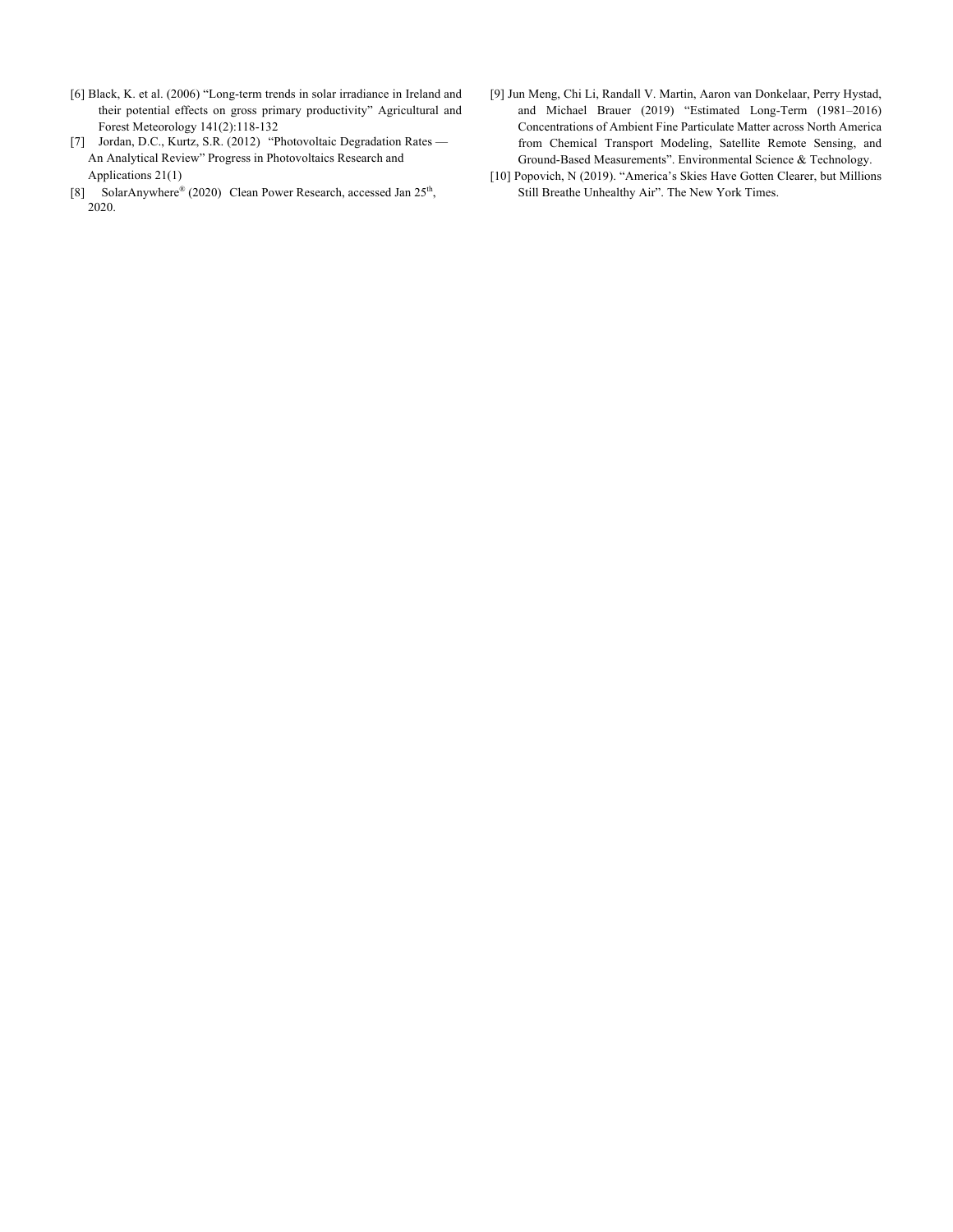[6] Black, K. et al. (2006) "Long-term trends in solar irradiance in Ireland and their potential effects on gross primary productivity" Agricultural and Forest Meteorology 141(2):118-132

[7] Jordan, D.C., Kurtz, S.R. (2012) "Photovoltaic Degradation Rates — An Analytical Review" Progress in Photovoltaics Research and Applications 21(1)

[8] SolarAnywhere® (2020) Clean Power Research, accessed Jan 25th, 2020.

[9] Jun Meng, Chi Li, Randall V. Martin, Aaron van Donkelaar, Perry Hystad, and Michael Brauer (2019) "Estimated Long-Term (1981–2016) Concentrations of Ambient Fine Particulate Matter across North America from Chemical Transport Modeling, Satellite Remote Sensing, and Ground-Based Measurements". Environmental Science & Technology.

[10] Popovich, N (2019). "America's Skies Have Gotten Clearer, but Millions Still Breathe Unhealthy Air". The New York Times.